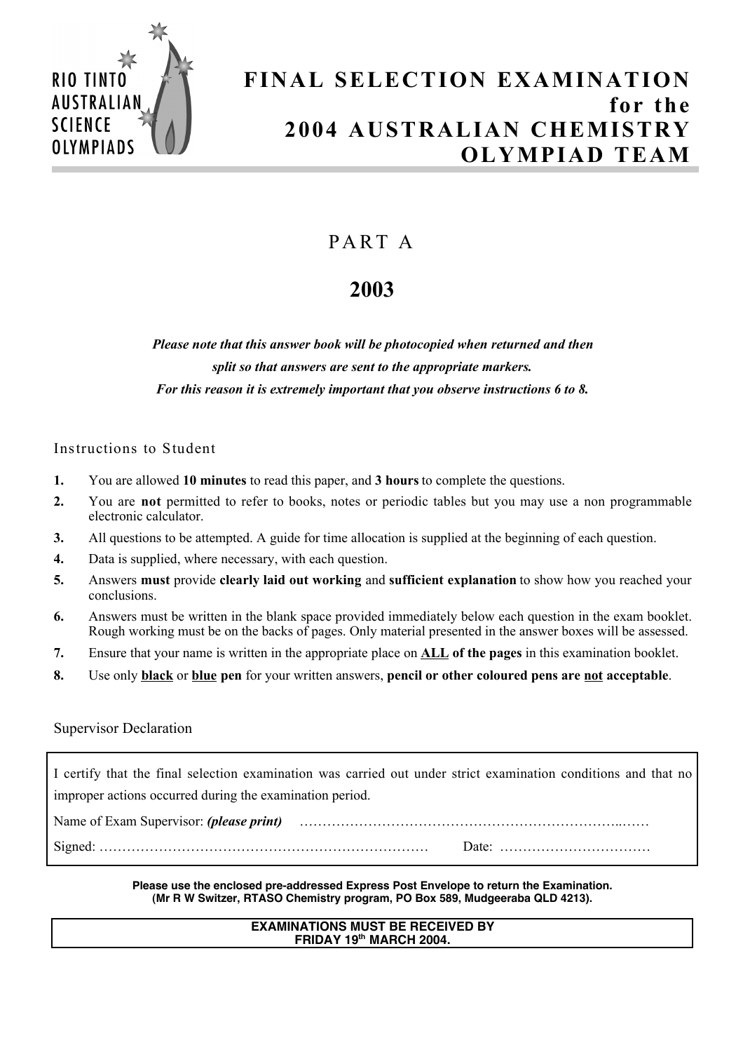RIO TINTO AUSTRALIAN SCIENCE OLYMPIADS

# FINAL SELECTION EXAMINATION for the 2004 AUSTRALIAN CHEMISTRY OLYMPIAD TEAM

## PART A

## 2003

***Please note that this answer book will be photocopied when returned and then split so that answers are sent to the appropriate markers. For this reason it is extremely important that you observe instructions 6 to 8.***

### Instructions to Student

1. You are allowed **10 minutes** to read this paper, and **3 hours** to complete the questions.
2. You are **not** permitted to refer to books, notes or periodic tables but you may use a non programmable electronic calculator.
3. All questions to be attempted. A guide for time allocation is supplied at the beginning of each question.
4. Data is supplied, where necessary, with each question.
5. Answers **must** provide **clearly laid out working** and **sufficient explanation** to show how you reached your conclusions.
6. Answers must be written in the blank space provided immediately below each question in the exam booklet. Rough working must be on the backs of pages. Only material presented in the answer boxes will be assessed.
7. Ensure that your name is written in the appropriate place on **ALL of the pages** in this examination booklet.
8. Use only **black** or **blue pen** for your written answers, **pencil or other coloured pens are not acceptable**.

### Supervisor Declaration

I certify that the final selection examination was carried out under strict examination conditions and that no improper actions occurred during the examination period.

Name of Exam Supervisor: ***(please print)*** ……………………………………………………………..……

Signed: ……………………………………………………………… Date: ……………………………

**Please use the enclosed pre-addressed Express Post Envelope to return the Examination. (Mr R W Switzer, RTASO Chemistry program, PO Box 589, Mudgeeraba QLD 4213).**

**EXAMINATIONS MUST BE RECEIVED BY FRIDAY 19th MARCH 2004.**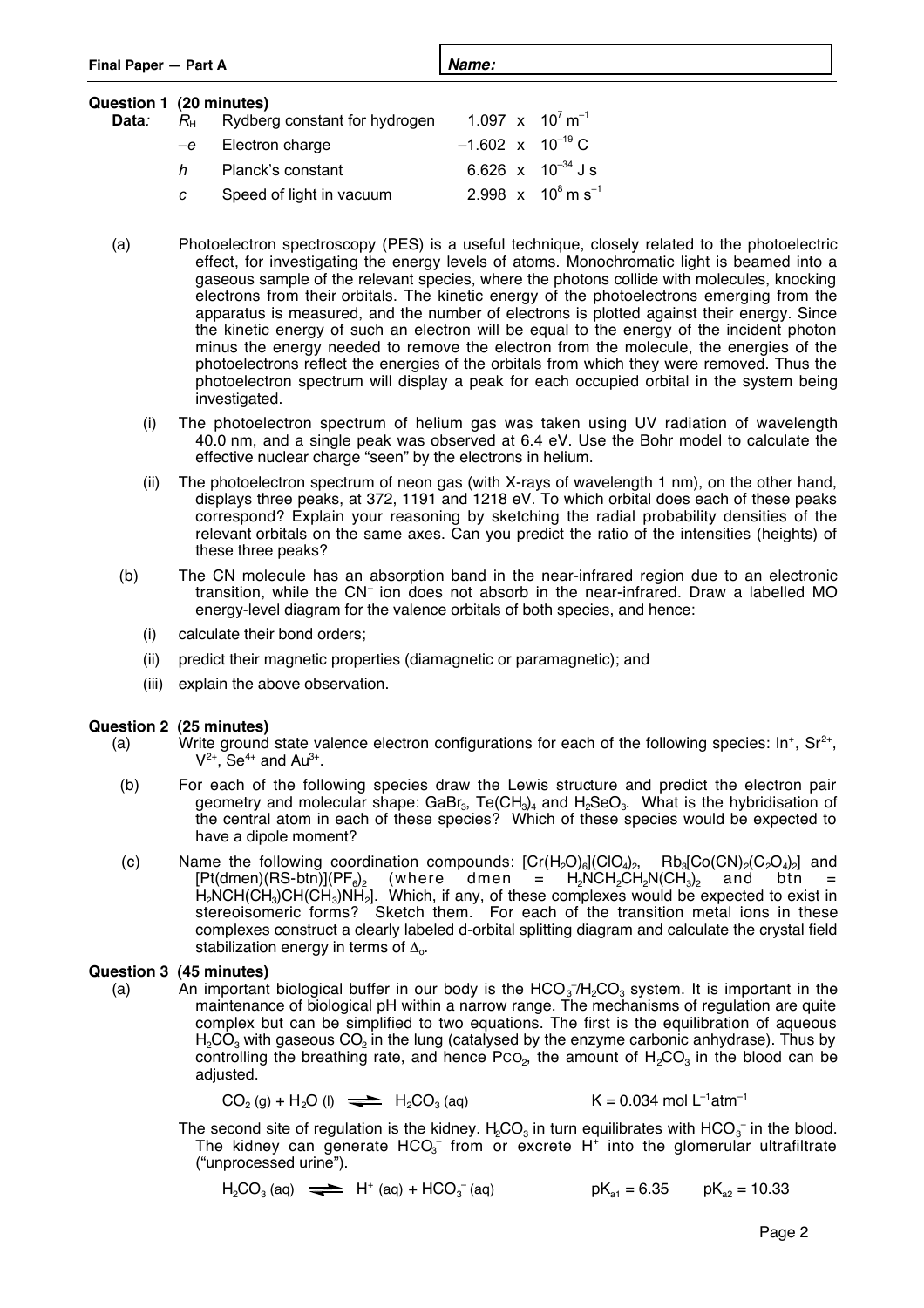**Final Paper — Part A** **Name:**

## Question 1 (20 minutes)

**Data:**

| | | |
|---|---|---|
| $R_H$ | Rydberg constant for hydrogen | $1.097 \times 10^7$ m$^{-1}$ |
| $-e$ | Electron charge | $-1.602 \times 10^{-19}$ C |
| $h$ | Planck's constant | $6.626 \times 10^{-34}$ J s |
| $c$ | Speed of light in vacuum | $2.998 \times 10^8$ m s$^{-1}$ |

(a) Photoelectron spectroscopy (PES) is a useful technique, closely related to the photoelectric effect, for investigating the energy levels of atoms. Monochromatic light is beamed into a gaseous sample of the relevant species, where the photons collide with molecules, knocking electrons from their orbitals. The kinetic energy of the photoelectrons emerging from the apparatus is measured, and the number of electrons is plotted against their energy. Since the kinetic energy of such an electron will be equal to the energy of the incident photon minus the energy needed to remove the electron from the molecule, the energies of the photoelectrons reflect the energies of the orbitals from which they were removed. Thus the photoelectron spectrum will display a peak for each occupied orbital in the system being investigated.

(i) The photoelectron spectrum of helium gas was taken using UV radiation of wavelength 40.0 nm, and a single peak was observed at 6.4 eV. Use the Bohr model to calculate the effective nuclear charge "seen" by the electrons in helium.

(ii) The photoelectron spectrum of neon gas (with X-rays of wavelength 1 nm), on the other hand, displays three peaks, at 372, 1191 and 1218 eV. To which orbital does each of these peaks correspond? Explain your reasoning by sketching the radial probability densities of the relevant orbitals on the same axes. Can you predict the ratio of the intensities (heights) of these three peaks?

(b) The CN molecule has an absorption band in the near-infrared region due to an electronic transition, while the $CN^-$ ion does not absorb in the near-infrared. Draw a labelled MO energy-level diagram for the valence orbitals of both species, and hence:

(i) calculate their bond orders;

(ii) predict their magnetic properties (diamagnetic or paramagnetic); and

(iii) explain the above observation.

## Question 2 (25 minutes)

(a) Write ground state valence electron configurations for each of the following species: $In^+$, $Sr^{2+}$, $V^{2+}$, $Se^{4+}$ and $Au^{3+}$.

(b) For each of the following species draw the Lewis structure and predict the electron pair geometry and molecular shape: $GaBr_3$, $Te(CH_3)_4$ and $H_2SeO_3$. What is the hybridisation of the central atom in each of these species? Which of these species would be expected to have a dipole moment?

(c) Name the following coordination compounds: $[Cr(H_2O)_6](ClO_4)_2$, $Rb_3[Co(CN)_2(C_2O_4)_2]$ and $[Pt(dmen)(RS\text{-}btn)](PF_6)_2$ (where dmen = $H_2NCH_2CH_2N(CH_3)_2$ and btn = $H_2NCH(CH_3)CH(CH_3)NH_2$]. Which, if any, of these complexes would be expected to exist in stereoisomeric forms? Sketch them. For each of the transition metal ions in these complexes construct a clearly labeled d-orbital splitting diagram and calculate the crystal field stabilization energy in terms of $\Delta_o$.

## Question 3 (45 minutes)

(a) An important biological buffer in our body is the $HCO_3^-/H_2CO_3$ system. It is important in the maintenance of biological pH within a narrow range. The mechanisms of regulation are quite complex but can be simplified to two equations. The first is the equilibration of aqueous $H_2CO_3$ with gaseous $CO_2$ in the lung (catalysed by the enzyme carbonic anhydrase). Thus by controlling the breathing rate, and hence $P_{CO_2}$, the amount of $H_2CO_3$ in the blood can be adjusted.

$$CO_2\,(g) + H_2O\,(l) \rightleftharpoons H_2CO_3\,(aq) \qquad K = 0.034 \text{ mol L}^{-1}\text{atm}^{-1}$$

The second site of regulation is the kidney. $H_2CO_3$ in turn equilibrates with $HCO_3^-$ in the blood. The kidney can generate $HCO_3^-$ from or excrete $H^+$ into the glomerular ultrafiltrate ("unprocessed urine").

$$H_2CO_3\,(aq) \rightleftharpoons H^+\,(aq) + HCO_3^-\,(aq) \qquad pK_{a1} = 6.35 \qquad pK_{a2} = 10.33$$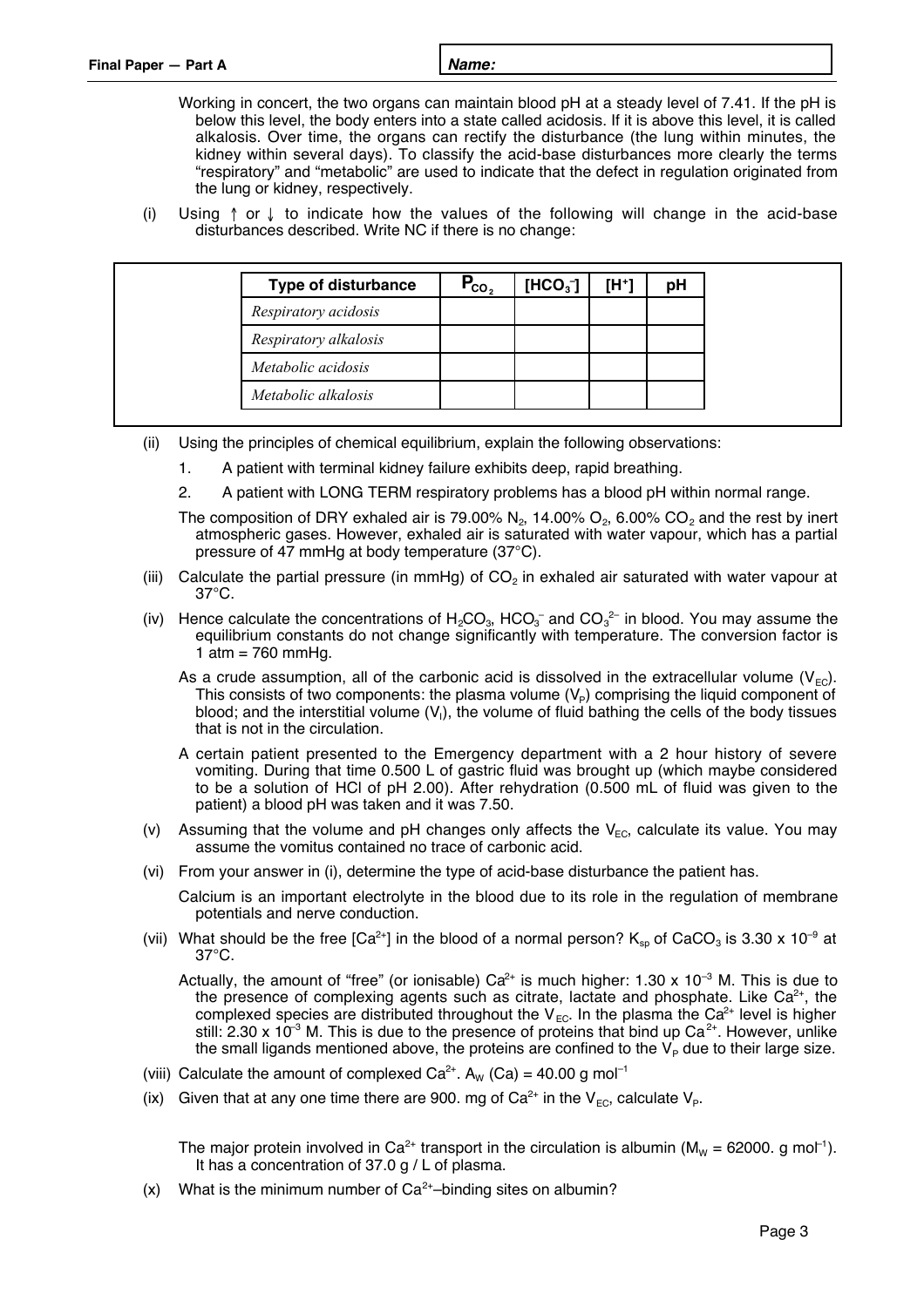Working in concert, the two organs can maintain blood pH at a steady level of 7.41. If the pH is below this level, the body enters into a state called acidosis. If it is above this level, it is called alkalosis. Over time, the organs can rectify the disturbance (the lung within minutes, the kidney within several days). To classify the acid-base disturbances more clearly the terms "respiratory" and "metabolic" are used to indicate that the defect in regulation originated from the lung or kidney, respectively.

(i) Using ↑ or ↓ to indicate how the values of the following will change in the acid-base disturbances described. Write NC if there is no change:

| Type of disturbance | $P_{CO_2}$ | $[HCO_3^-]$ | $[H^+]$ | pH |
|---|---|---|---|---|
| *Respiratory acidosis* | | | | |
| *Respiratory alkalosis* | | | | |
| *Metabolic acidosis* | | | | |
| *Metabolic alkalosis* | | | | |

(ii) Using the principles of chemical equilibrium, explain the following observations:

1. A patient with terminal kidney failure exhibits deep, rapid breathing.
2. A patient with LONG TERM respiratory problems has a blood pH within normal range.

The composition of DRY exhaled air is 79.00% $N_2$, 14.00% $O_2$, 6.00% $CO_2$ and the rest by inert atmospheric gases. However, exhaled air is saturated with water vapour, which has a partial pressure of 47 mmHg at body temperature (37°C).

(iii) Calculate the partial pressure (in mmHg) of $CO_2$ in exhaled air saturated with water vapour at 37°C.

(iv) Hence calculate the concentrations of $H_2CO_3$, $HCO_3^-$ and $CO_3^{2-}$ in blood. You may assume the equilibrium constants do not change significantly with temperature. The conversion factor is 1 atm = 760 mmHg.

As a crude assumption, all of the carbonic acid is dissolved in the extracellular volume ($V_{EC}$). This consists of two components: the plasma volume ($V_P$) comprising the liquid component of blood; and the interstitial volume ($V_I$), the volume of fluid bathing the cells of the body tissues that is not in the circulation.

A certain patient presented to the Emergency department with a 2 hour history of severe vomiting. During that time 0.500 L of gastric fluid was brought up (which maybe considered to be a solution of HCl of pH 2.00). After rehydration (0.500 mL of fluid was given to the patient) a blood pH was taken and it was 7.50.

(v) Assuming that the volume and pH changes only affects the $V_{EC}$, calculate its value. You may assume the vomitus contained no trace of carbonic acid.

(vi) From your answer in (i), determine the type of acid-base disturbance the patient has.

Calcium is an important electrolyte in the blood due to its role in the regulation of membrane potentials and nerve conduction.

(vii) What should be the free $[Ca^{2+}]$ in the blood of a normal person? $K_{sp}$ of $CaCO_3$ is $3.30 \times 10^{-9}$ at 37°C.

Actually, the amount of "free" (or ionisable) $Ca^{2+}$ is much higher: $1.30 \times 10^{-3}$ M. This is due to the presence of complexing agents such as citrate, lactate and phosphate. Like $Ca^{2+}$, the complexed species are distributed throughout the $V_{EC}$. In the plasma the $Ca^{2+}$ level is higher still: $2.30 \times 10^{-3}$ M. This is due to the presence of proteins that bind up $Ca^{2+}$. However, unlike the small ligands mentioned above, the proteins are confined to the $V_P$ due to their large size.

(viii) Calculate the amount of complexed $Ca^{2+}$. $A_W$ (Ca) = 40.00 g mol$^{-1}$

(ix) Given that at any one time there are 900. mg of $Ca^{2+}$ in the $V_{EC}$, calculate $V_P$.

The major protein involved in $Ca^{2+}$ transport in the circulation is albumin ($M_W$ = 62000. g mol$^{-1}$). It has a concentration of 37.0 g / L of plasma.

(x) What is the minimum number of $Ca^{2+}$–binding sites on albumin?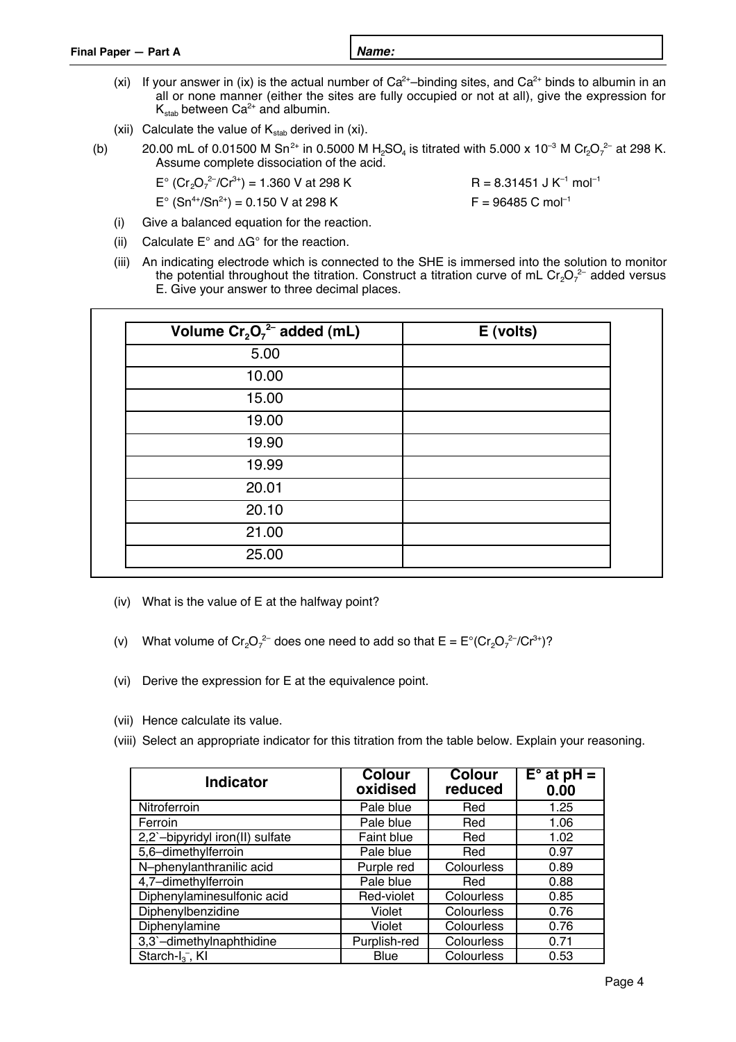(xi) If your answer in (ix) is the actual number of $Ca^{2+}$–binding sites, and $Ca^{2+}$ binds to albumin in an all or none manner (either the sites are fully occupied or not at all), give the expression for $K_{stab}$ between $Ca^{2+}$ and albumin.

(xii) Calculate the value of $K_{stab}$ derived in (xi).

(b) 20.00 mL of 0.01500 M $Sn^{2+}$ in 0.5000 M $H_2SO_4$ is titrated with 5.000 x $10^{-3}$ M $Cr_2O_7^{2-}$ at 298 K. Assume complete dissociation of the acid.

$E°$ ($Cr_2O_7^{2-}/Cr^{3+}$) = 1.360 V at 298 K  R = 8.31451 J $K^{-1}$ $mol^{-1}$

$E°$ ($Sn^{4+}/Sn^{2+}$) = 0.150 V at 298 K  F = 96485 C $mol^{-1}$

(i) Give a balanced equation for the reaction.

(ii) Calculate $E°$ and $\Delta G°$ for the reaction.

(iii) An indicating electrode which is connected to the SHE is immersed into the solution to monitor the potential throughout the titration. Construct a titration curve of mL $Cr_2O_7^{2-}$ added versus E. Give your answer to three decimal places.

| Volume $Cr_2O_7^{2-}$ added (mL) | E (volts) |
|---|---|
| 5.00 | |
| 10.00 | |
| 15.00 | |
| 19.00 | |
| 19.90 | |
| 19.99 | |
| 20.01 | |
| 20.10 | |
| 21.00 | |
| 25.00 | |

(iv) What is the value of E at the halfway point?

(v) What volume of $Cr_2O_7^{2-}$ does one need to add so that E = $E°$($Cr_2O_7^{2-}/Cr^{3+}$)?

(vi) Derive the expression for E at the equivalence point.

(vii) Hence calculate its value.

(viii) Select an appropriate indicator for this titration from the table below. Explain your reasoning.

| Indicator | Colour oxidised | Colour reduced | $E°$ at pH = 0.00 |
|---|---|---|---|
| Nitroferroin | Pale blue | Red | 1.25 |
| Ferroin | Pale blue | Red | 1.06 |
| 2,2`–bipyridyl iron(II) sulfate | Faint blue | Red | 1.02 |
| 5,6–dimethylferroin | Pale blue | Red | 0.97 |
| N–phenylanthranilic acid | Purple red | Colourless | 0.89 |
| 4,7–dimethylferroin | Pale blue | Red | 0.88 |
| Diphenylaminesulfonic acid | Red-violet | Colourless | 0.85 |
| Diphenylbenzidine | Violet | Colourless | 0.76 |
| Diphenylamine | Violet | Colourless | 0.76 |
| 3,3`–dimethylnaphthidine | Purplish-red | Colourless | 0.71 |
| Starch-$I_3^-$, KI | Blue | Colourless | 0.53 |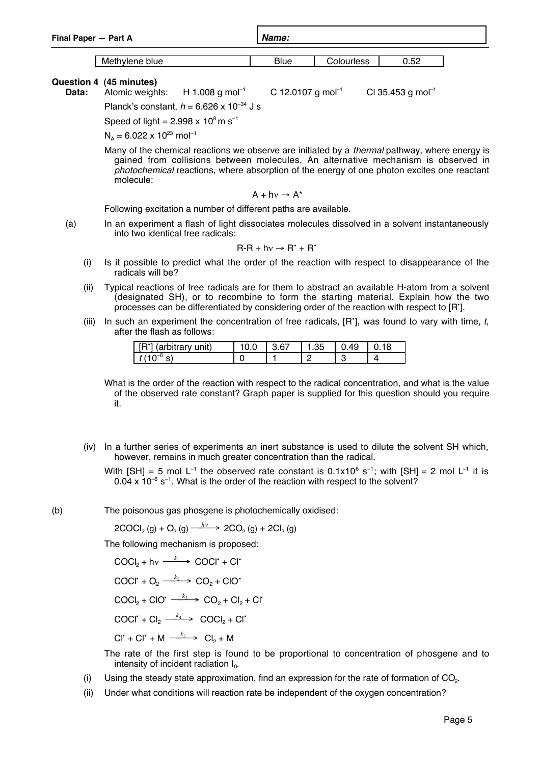| Methylene blue | Blue | Colourless | 0.52 |
|---|---|---|---|

**Question 4 (45 minutes)**

**Data:** Atomic weights: H 1.008 g mol$^{-1}$  C 12.0107 g mol$^{-1}$  Cl 35.453 g mol$^{-1}$

Planck's constant, $h = 6.626 \times 10^{-34}$ J s

Speed of light = $2.998 \times 10^{8}$ m s$^{-1}$

$N_A = 6.022 \times 10^{23}$ mol$^{-1}$

Many of the chemical reactions we observe are initiated by a *thermal* pathway, where energy is gained from collisions between molecules. An alternative mechanism is observed in *photochemical* reactions, where absorption of the energy of one photon excites one reactant molecule:

$$A + h\nu \rightarrow A^*$$

Following excitation a number of different paths are available.

(a) In an experiment a flash of light dissociates molecules dissolved in a solvent instantaneously into two identical free radicals:

$$R\text{-}R + h\nu \rightarrow R^{\bullet} + R^{\bullet}$$

(i) Is it possible to predict what the order of the reaction with respect to disappearance of the radicals will be?

(ii) Typical reactions of free radicals are for them to abstract an available H-atom from a solvent (designated SH), or to recombine to form the starting material. Explain how the two processes can be differentiated by considering order of the reaction with respect to $[R^{\bullet}]$.

(iii) In such an experiment the concentration of free radicals, $[R^{\bullet}]$, was found to vary with time, $t$, after the flash as follows:

| $[R^{\bullet}]$ (arbitrary unit) | 10.0 | 3.67 | 1.35 | 0.49 | 0.18 |
|---|---|---|---|---|---|
| $t$ ($10^{-6}$ s) | 0 | 1 | 2 | 3 | 4 |

What is the order of the reaction with respect to the radical concentration, and what is the value of the observed rate constant? Graph paper is supplied for this question should you require it.

(iv) In a further series of experiments an inert substance is used to dilute the solvent SH which, however, remains in much greater concentration than the radical.

With [SH] = 5 mol L$^{-1}$ the observed rate constant is $0.1 \times 10^{6}$ s$^{-1}$; with [SH] = 2 mol L$^{-1}$ it is $0.04 \times 10^{-6}$ s$^{-1}$. What is the order of the reaction with respect to the solvent?

(b) The poisonous gas phosgene is photochemically oxidised:

$$2COCl_2\,(g) + O_2\,(g) \xrightarrow{h\nu} 2CO_2\,(g) + 2Cl_2\,(g)$$

The following mechanism is proposed:

$$COCl_2 + h\nu \xrightarrow{k_1} COCl^{\bullet} + Cl^{\bullet}$$

$$COCl^{\bullet} + O_2 \xrightarrow{k_2} CO_2 + ClO^{\bullet}$$

$$COCl_2 + ClO^{\bullet} \xrightarrow{k_3} CO_2 + Cl_2 + Cl^{\bullet}$$

$$COCl^{\bullet} + Cl_2 \xrightarrow{k_4} COCl_2 + Cl^{\bullet}$$

$$Cl^{\bullet} + Cl^{\bullet} + M \xrightarrow{k_5} Cl_2 + M$$

The rate of the first step is found to be proportional to concentration of phosgene and to intensity of incident radiation $I_0$.

(i) Using the steady state approximation, find an expression for the rate of formation of $CO_2$.

(ii) Under what conditions will reaction rate be independent of the oxygen concentration?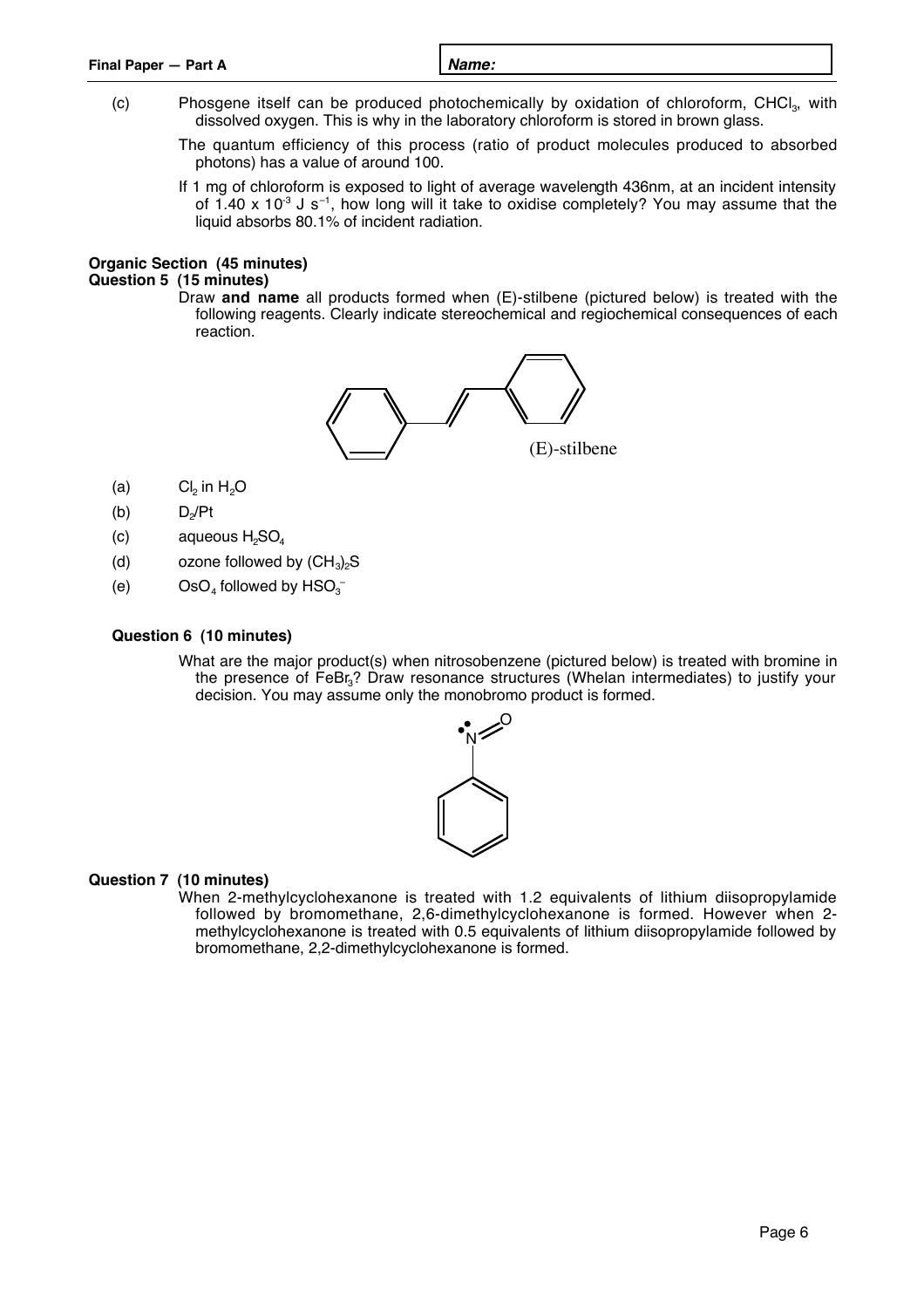(c) Phosgene itself can be produced photochemically by oxidation of chloroform, $CHCl_3$, with dissolved oxygen. This is why in the laboratory chloroform is stored in brown glass.

The quantum efficiency of this process (ratio of product molecules produced to absorbed photons) has a value of around 100.

If 1 mg of chloroform is exposed to light of average wavelength 436nm, at an incident intensity of $1.40 \times 10^{-3}$ J $s^{-1}$, how long will it take to oxidise completely? You may assume that the liquid absorbs 80.1% of incident radiation.

## Organic Section (45 minutes)

### Question 5 (15 minutes)

Draw **and name** all products formed when (E)-stilbene (pictured below) is treated with the following reagents. Clearly indicate stereochemical and regiochemical consequences of each reaction.

(E)-stilbene

(a) $Cl_2$ in $H_2O$

(b) $D_2$/Pt

(c) aqueous $H_2SO_4$

(d) ozone followed by $(CH_3)_2S$

(e) $OsO_4$ followed by $HSO_3^-$

### Question 6 (10 minutes)

What are the major product(s) when nitrosobenzene (pictured below) is treated with bromine in the presence of $FeBr_3$? Draw resonance structures (Whelan intermediates) to justify your decision. You may assume only the monobromo product is formed.

### Question 7 (10 minutes)

When 2-methylcyclohexanone is treated with 1.2 equivalents of lithium diisopropylamide followed by bromomethane, 2,6-dimethylcyclohexanone is formed. However when 2-methylcyclohexanone is treated with 0.5 equivalents of lithium diisopropylamide followed by bromomethane, 2,2-dimethylcyclohexanone is formed.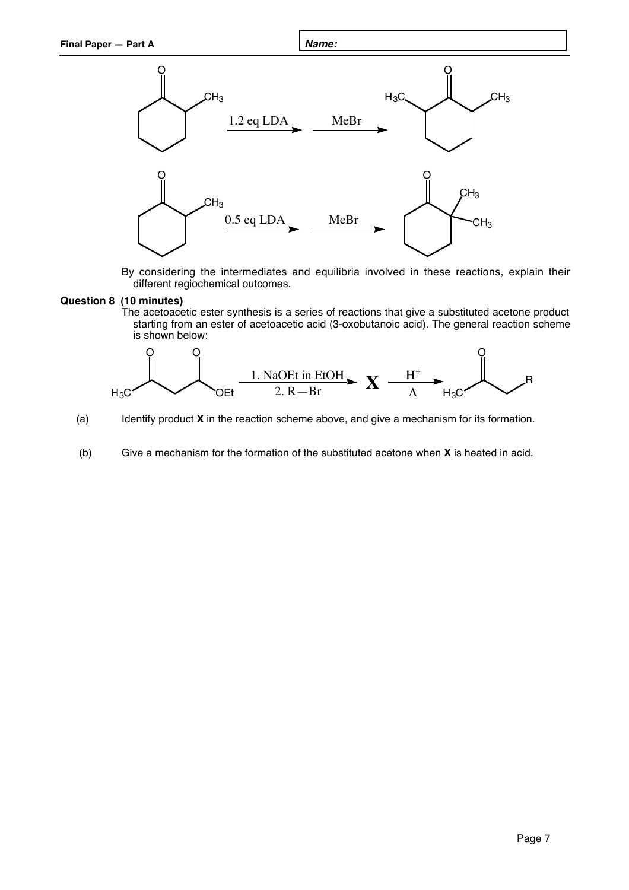1.2 eq LDA

MeBr

0.5 eq LDA

MeBr

By considering the intermediates and equilibria involved in these reactions, explain their different regiochemical outcomes.

**Question 8 (10 minutes)**

The acetoacetic ester synthesis is a series of reactions that give a substituted acetone product starting from an ester of acetoacetic acid (3-oxobutanoic acid). The general reaction scheme is shown below:

1. NaOEt in EtOH
2. R—Br

**X**

$H^+$

Δ

(a) Identify product **X** in the reaction scheme above, and give a mechanism for its formation.

(b) Give a mechanism for the formation of the substituted acetone when **X** is heated in acid.